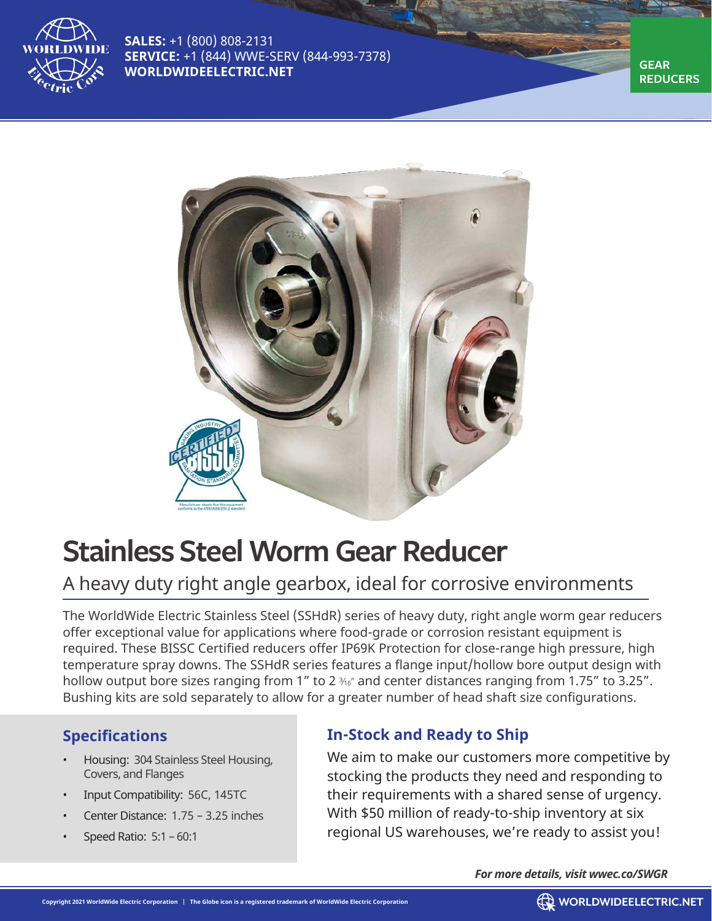**SALES:** +1 (800) 808-2131
**SERVICE:** +1 (844) WWE-SERV (844-993-7378)
**WORLDWIDEELECTRIC.NET**

GEAR REDUCERS

# Stainless Steel Worm Gear Reducer

## A heavy duty right angle gearbox, ideal for corrosive environments

The WorldWide Electric Stainless Steel (SSHdR) series of heavy duty, right angle worm gear reducers offer exceptional value for applications where food-grade or corrosion resistant equipment is required. These BISSC Certified reducers offer IP69K Protection for close-range high pressure, high temperature spray downs. The SSHdR series features a flange input/hollow bore output design with hollow output bore sizes ranging from 1" to 2 3⁄16" and center distances ranging from 1.75" to 3.25". Bushing kits are sold separately to allow for a greater number of head shaft size configurations.

### Specifications

- Housing: 304 Stainless Steel Housing, Covers, and Flanges
- Input Compatibility: 56C, 145TC
- Center Distance: 1.75 – 3.25 inches
- Speed Ratio: 5:1 – 60:1

### In-Stock and Ready to Ship

We aim to make our customers more competitive by stocking the products they need and responding to their requirements with a shared sense of urgency. With $50 million of ready-to-ship inventory at six regional US warehouses, we're ready to assist you!

***For more details, visit wwec.co/SWGR***

Copyright 2021 WorldWide Electric Corporation | The Globe icon is a registered trademark of WorldWide Electric Corporation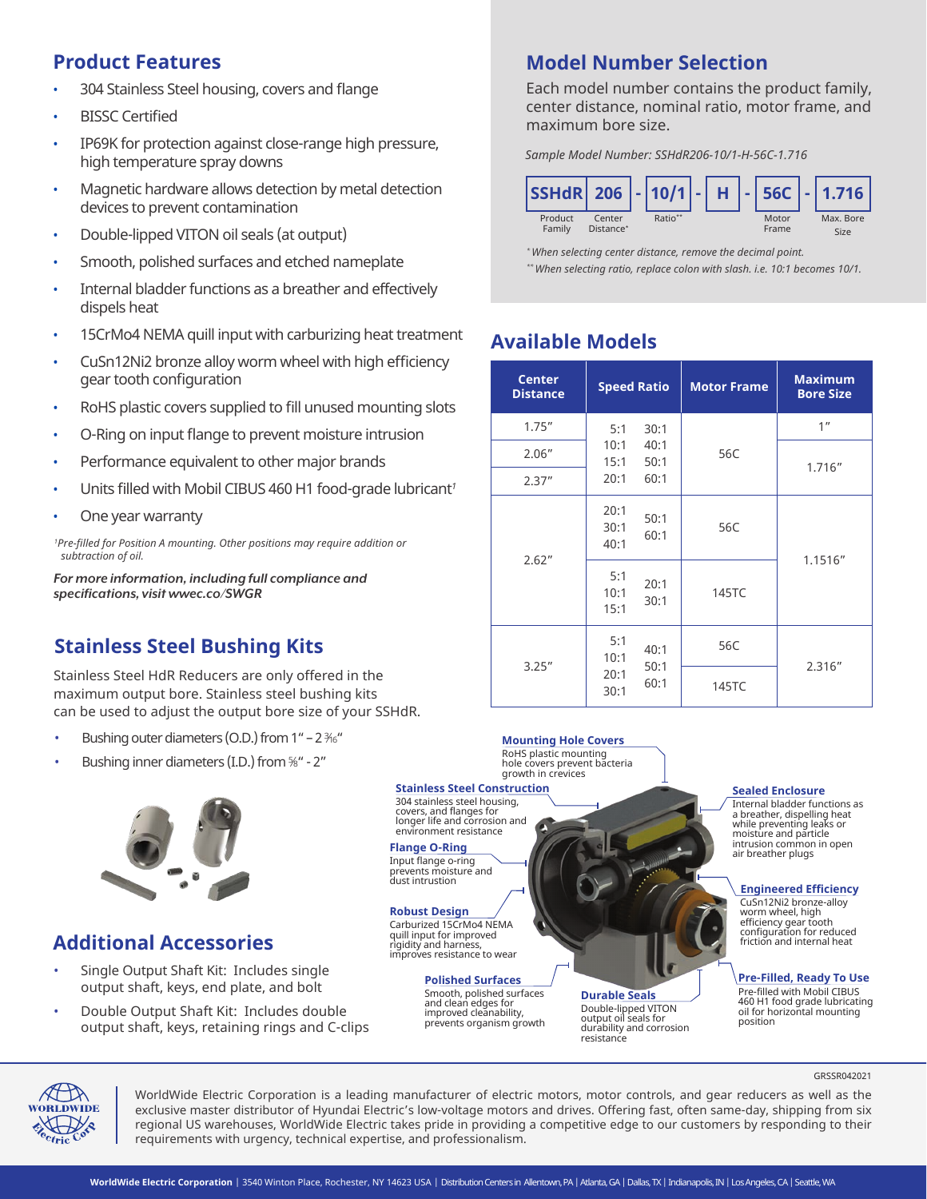## Product Features

- 304 Stainless Steel housing, covers and flange
- BISSC Certified
- IP69K for protection against close-range high pressure, high temperature spray downs
- Magnetic hardware allows detection by metal detection devices to prevent contamination
- Double-lipped VITON oil seals (at output)
- Smooth, polished surfaces and etched nameplate
- Internal bladder functions as a breather and effectively dispels heat
- 15CrMo4 NEMA quill input with carburizing heat treatment
- CuSn12Ni2 bronze alloy worm wheel with high efficiency gear tooth configuration
- RoHS plastic covers supplied to fill unused mounting slots
- O-Ring on input flange to prevent moisture intrusion
- Performance equivalent to other major brands
- Units filled with Mobil CIBUS 460 H1 food-grade lubricant[1]
- One year warranty

*[1]Pre-filled for Position A mounting. Other positions may require addition or subtraction of oil.*

***For more information, including full compliance and specifications, visit wwec.co/SWGR***

## Stainless Steel Bushing Kits

Stainless Steel HdR Reducers are only offered in the maximum output bore. Stainless steel bushing kits can be used to adjust the output bore size of your SSHdR.

- Bushing outer diameters (O.D.) from 1" – 2 3⁄16"
- Bushing inner diameters (I.D.) from 5⁄8" - 2"

## Additional Accessories

- Single Output Shaft Kit: Includes single output shaft, keys, end plate, and bolt
- Double Output Shaft Kit: Includes double output shaft, keys, retaining rings and C-clips

## Model Number Selection

Each model number contains the product family, center distance, nominal ratio, motor frame, and maximum bore size.

*Sample Model Number: SSHdR206-10/1-H-56C-1.716*

| SSHdR | 206 | - | 10/1 | - | H | - | 56C | - | 1.716 |
|---|---|---|---|---|---|---|---|---|---|
| Product Family | Center Distance* | | Ratio** | | | | Motor Frame | | Max. Bore Size |

*\* When selecting center distance, remove the decimal point.*
*\*\* When selecting ratio, replace colon with slash. i.e. 10:1 becomes 10/1.*

## Available Models

| Center Distance | Speed Ratio | Motor Frame | Maximum Bore Size |
|---|---|---|---|
| 1.75" | 5:1, 10:1, 15:1, 20:1, 30:1, 40:1, 50:1, 60:1 | 56C | 1" |
| 2.06" | 5:1, 10:1, 15:1, 20:1, 30:1, 40:1, 50:1, 60:1 | 56C | 1.716" |
| 2.37" | 5:1, 10:1, 15:1, 20:1, 30:1, 40:1, 50:1, 60:1 | 56C | 1.716" |
| 2.62" | 20:1, 30:1, 40:1, 50:1, 60:1 | 56C | 1.1516" |
| 2.62" | 5:1, 10:1, 15:1, 20:1, 30:1 | 145TC | 1.1516" |
| 3.25" | 5:1, 10:1, 20:1, 30:1, 40:1, 50:1, 60:1 | 56C | 2.316" |
| 3.25" | 5:1, 10:1, 20:1, 30:1, 40:1, 50:1, 60:1 | 145TC | 2.316" |

**Mounting Hole Covers**
RoHS plastic mounting hole covers prevent bacteria growth in crevices

**Stainless Steel Construction**
304 stainless steel housing, covers, and flanges for longer life and corrosion and environment resistance

**Flange O-Ring**
Input flange o-ring prevents moisture and dust intrusion

**Robust Design**
Carburized 15CrMo4 NEMA quill input for improved rigidity and harness, improves resistance to wear

**Polished Surfaces**
Smooth, polished surfaces and clean edges for improved cleanability, prevents organism growth

**Durable Seals**
Double-lipped VITON output oil seals for durability and corrosion resistance

**Sealed Enclosure**
Internal bladder functions as a breather, dispelling heat while preventing leaks or moisture and particle intrusion common in open air breather plugs

**Engineered Efficiency**
CuSn12Ni2 bronze-alloy worm wheel, high efficiency gear tooth configuration for reduced friction and internal heat

**Pre-Filled, Ready To Use**
Pre-filled with Mobil CIBUS 460 H1 food grade lubricating oil for horizontal mounting position

GRSSR042021

WorldWide Electric Corporation is a leading manufacturer of electric motors, motor controls, and gear reducers as well as the exclusive master distributor of Hyundai Electric's low-voltage motors and drives. Offering fast, often same-day, shipping from six regional US warehouses, WorldWide Electric takes pride in providing a competitive edge to our customers by responding to their requirements with urgency, technical expertise, and professionalism.

**WorldWide Electric Corporation** | 3540 Winton Place, Rochester, NY 14623 USA | Distribution Centers in Allentown, PA | Atlanta, GA | Dallas, TX | Indianapolis, IN | Los Angeles, CA | Seattle, WA